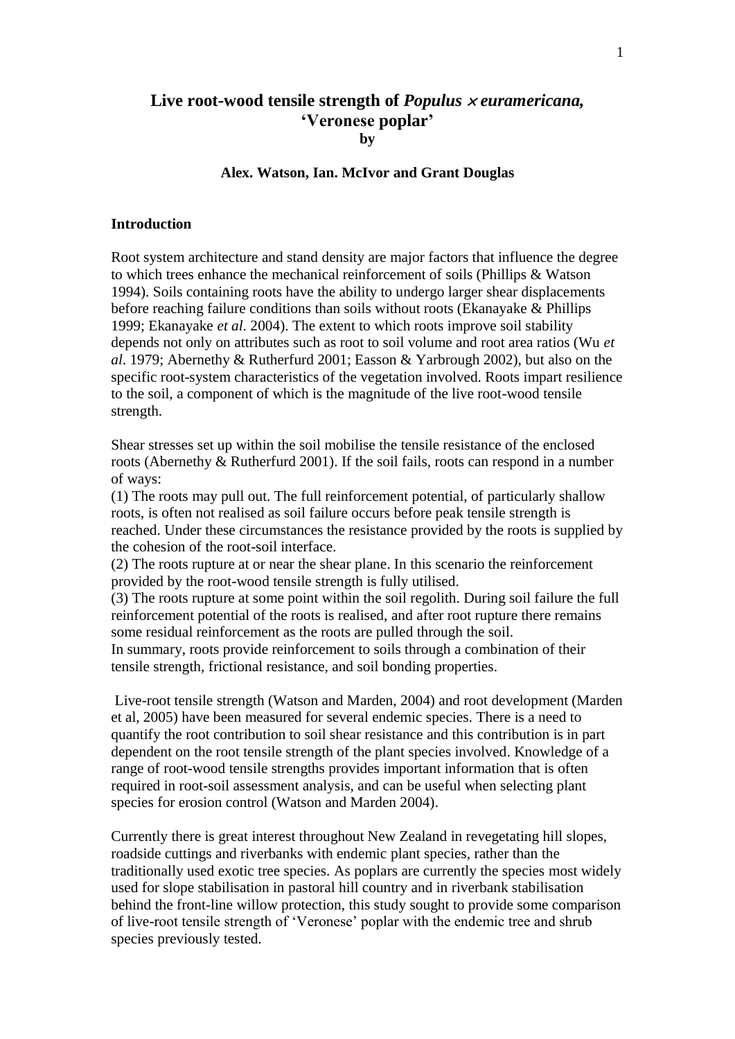# Live root-wood tensile strength of *Populus × euramericana*, 'Veronese poplar'

**by**

**Alex. Watson, Ian. McIvor and Grant Douglas**

## Introduction

Root system architecture and stand density are major factors that influence the degree to which trees enhance the mechanical reinforcement of soils (Phillips & Watson 1994). Soils containing roots have the ability to undergo larger shear displacements before reaching failure conditions than soils without roots (Ekanayake & Phillips 1999; Ekanayake *et al*. 2004). The extent to which roots improve soil stability depends not only on attributes such as root to soil volume and root area ratios (Wu *et al*. 1979; Abernethy & Rutherfurd 2001; Easson & Yarbrough 2002), but also on the specific root-system characteristics of the vegetation involved. Roots impart resilience to the soil, a component of which is the magnitude of the live root-wood tensile strength.

Shear stresses set up within the soil mobilise the tensile resistance of the enclosed roots (Abernethy & Rutherfurd 2001). If the soil fails, roots can respond in a number of ways:

(1) The roots may pull out. The full reinforcement potential, of particularly shallow roots, is often not realised as soil failure occurs before peak tensile strength is reached. Under these circumstances the resistance provided by the roots is supplied by the cohesion of the root-soil interface.

(2) The roots rupture at or near the shear plane. In this scenario the reinforcement provided by the root-wood tensile strength is fully utilised.

(3) The roots rupture at some point within the soil regolith. During soil failure the full reinforcement potential of the roots is realised, and after root rupture there remains some residual reinforcement as the roots are pulled through the soil.

In summary, roots provide reinforcement to soils through a combination of their tensile strength, frictional resistance, and soil bonding properties.

Live-root tensile strength (Watson and Marden, 2004) and root development (Marden et al, 2005) have been measured for several endemic species. There is a need to quantify the root contribution to soil shear resistance and this contribution is in part dependent on the root tensile strength of the plant species involved. Knowledge of a range of root-wood tensile strengths provides important information that is often required in root-soil assessment analysis, and can be useful when selecting plant species for erosion control (Watson and Marden 2004).

Currently there is great interest throughout New Zealand in revegetating hill slopes, roadside cuttings and riverbanks with endemic plant species, rather than the traditionally used exotic tree species. As poplars are currently the species most widely used for slope stabilisation in pastoral hill country and in riverbank stabilisation behind the front-line willow protection, this study sought to provide some comparison of live-root tensile strength of 'Veronese' poplar with the endemic tree and shrub species previously tested.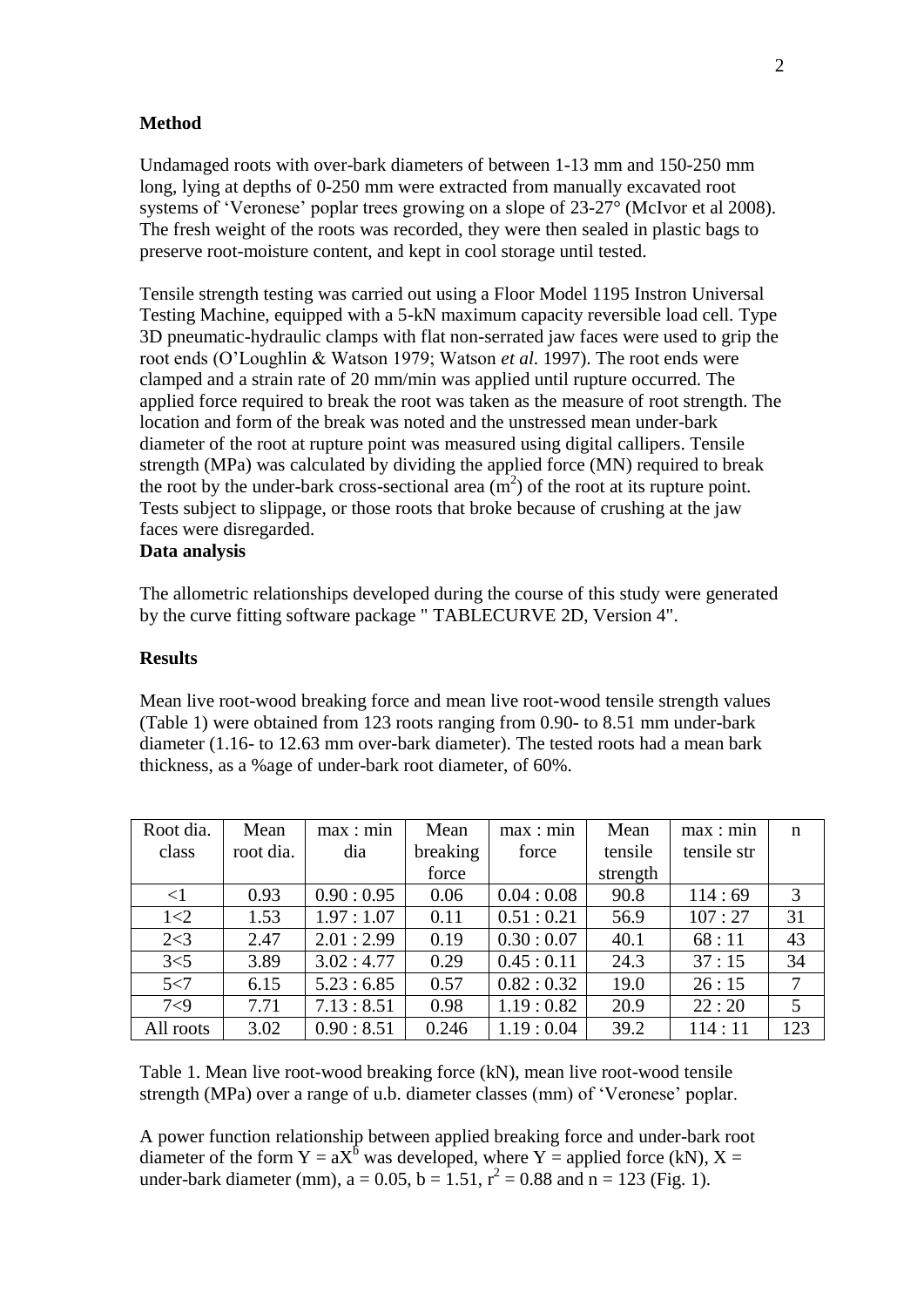## Method

Undamaged roots with over-bark diameters of between 1-13 mm and 150-250 mm long, lying at depths of 0-250 mm were extracted from manually excavated root systems of 'Veronese' poplar trees growing on a slope of 23-27° (McIvor et al 2008). The fresh weight of the roots was recorded, they were then sealed in plastic bags to preserve root-moisture content, and kept in cool storage until tested.

Tensile strength testing was carried out using a Floor Model 1195 Instron Universal Testing Machine, equipped with a 5-kN maximum capacity reversible load cell. Type 3D pneumatic-hydraulic clamps with flat non-serrated jaw faces were used to grip the root ends (O'Loughlin & Watson 1979; Watson *et al.* 1997). The root ends were clamped and a strain rate of 20 mm/min was applied until rupture occurred. The applied force required to break the root was taken as the measure of root strength. The location and form of the break was noted and the unstressed mean under-bark diameter of the root at rupture point was measured using digital callipers. Tensile strength (MPa) was calculated by dividing the applied force (MN) required to break the root by the under-bark cross-sectional area ($m^2$) of the root at its rupture point. Tests subject to slippage, or those roots that broke because of crushing at the jaw faces were disregarded.

## Data analysis

The allometric relationships developed during the course of this study were generated by the curve fitting software package " TABLECURVE 2D, Version 4".

## Results

Mean live root-wood breaking force and mean live root-wood tensile strength values (Table 1) were obtained from 123 roots ranging from 0.90- to 8.51 mm under-bark diameter (1.16- to 12.63 mm over-bark diameter). The tested roots had a mean bark thickness, as a %age of under-bark root diameter, of 60%.

| Root dia. class | Mean root dia. | max : min dia | Mean breaking force | max : min force | Mean tensile strength | max : min tensile str | n |
|---|---|---|---|---|---|---|---|
| <1 | 0.93 | 0.90 : 0.95 | 0.06 | 0.04 : 0.08 | 90.8 | 114 : 69 | 3 |
| 1<2 | 1.53 | 1.97 : 1.07 | 0.11 | 0.51 : 0.21 | 56.9 | 107 : 27 | 31 |
| 2<3 | 2.47 | 2.01 : 2.99 | 0.19 | 0.30 : 0.07 | 40.1 | 68 : 11 | 43 |
| 3<5 | 3.89 | 3.02 : 4.77 | 0.29 | 0.45 : 0.11 | 24.3 | 37 : 15 | 34 |
| 5<7 | 6.15 | 5.23 : 6.85 | 0.57 | 0.82 : 0.32 | 19.0 | 26 : 15 | 7 |
| 7<9 | 7.71 | 7.13 : 8.51 | 0.98 | 1.19 : 0.82 | 20.9 | 22 : 20 | 5 |
| All roots | 3.02 | 0.90 : 8.51 | 0.246 | 1.19 : 0.04 | 39.2 | 114 : 11 | 123 |

Table 1. Mean live root-wood breaking force (kN), mean live root-wood tensile strength (MPa) over a range of u.b. diameter classes (mm) of 'Veronese' poplar.

A power function relationship between applied breaking force and under-bark root diameter of the form $Y = aX^b$ was developed, where Y = applied force (kN), X = under-bark diameter (mm), a = 0.05, b = 1.51, $r^2 = 0.88$ and n = 123 (Fig. 1).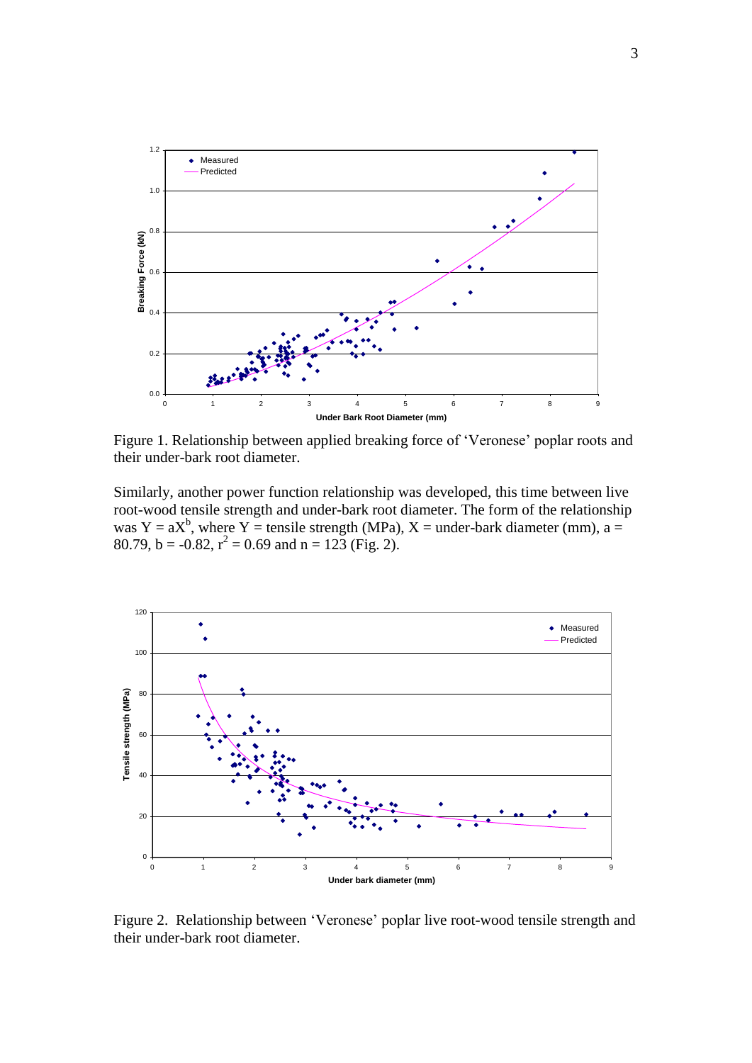Figure 1. Relationship between applied breaking force of 'Veronese' poplar roots and their under-bark root diameter.

Similarly, another power function relationship was developed, this time between live root-wood tensile strength and under-bark root diameter. The form of the relationship was $Y = aX^b$, where Y = tensile strength (MPa), X = under-bark diameter (mm), a = 80.79, b = -0.82, $r^2 = 0.69$ and n = 123 (Fig. 2).

Figure 2. Relationship between 'Veronese' poplar live root-wood tensile strength and their under-bark root diameter.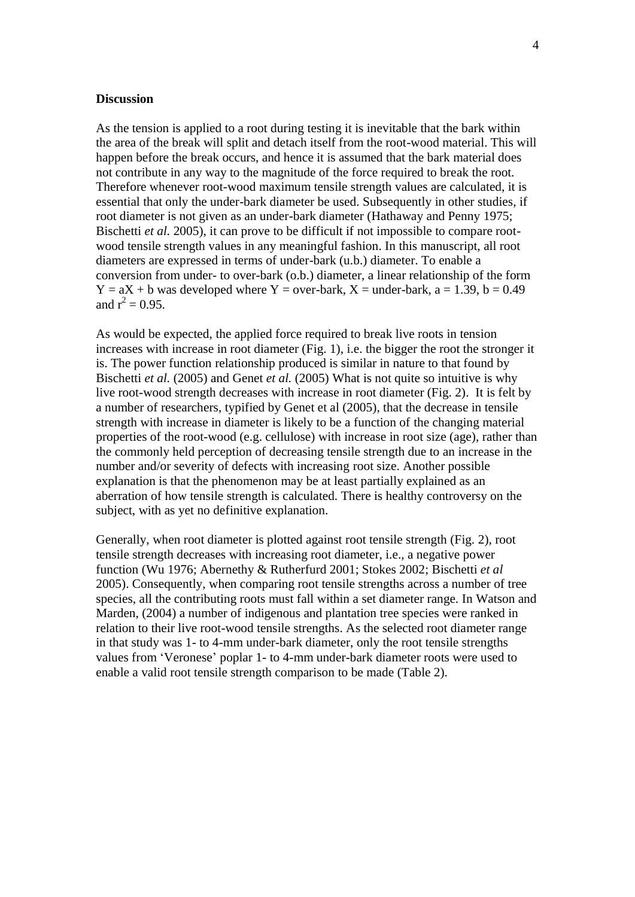**Discussion**

As the tension is applied to a root during testing it is inevitable that the bark within the area of the break will split and detach itself from the root-wood material. This will happen before the break occurs, and hence it is assumed that the bark material does not contribute in any way to the magnitude of the force required to break the root. Therefore whenever root-wood maximum tensile strength values are calculated, it is essential that only the under-bark diameter be used. Subsequently in other studies, if root diameter is not given as an under-bark diameter (Hathaway and Penny 1975; Bischetti *et al.* 2005), it can prove to be difficult if not impossible to compare root-wood tensile strength values in any meaningful fashion. In this manuscript, all root diameters are expressed in terms of under-bark (u.b.) diameter. To enable a conversion from under- to over-bark (o.b.) diameter, a linear relationship of the form $Y = aX + b$ was developed where $Y$ = over-bark, $X$ = under-bark, $a = 1.39$, $b = 0.49$ and $r^2 = 0.95$.

As would be expected, the applied force required to break live roots in tension increases with increase in root diameter (Fig. 1), i.e. the bigger the root the stronger it is. The power function relationship produced is similar in nature to that found by Bischetti *et al.* (2005) and Genet *et al.* (2005) What is not quite so intuitive is why live root-wood strength decreases with increase in root diameter (Fig. 2). It is felt by a number of researchers, typified by Genet et al (2005), that the decrease in tensile strength with increase in diameter is likely to be a function of the changing material properties of the root-wood (e.g. cellulose) with increase in root size (age), rather than the commonly held perception of decreasing tensile strength due to an increase in the number and/or severity of defects with increasing root size. Another possible explanation is that the phenomenon may be at least partially explained as an aberration of how tensile strength is calculated. There is healthy controversy on the subject, with as yet no definitive explanation.

Generally, when root diameter is plotted against root tensile strength (Fig. 2), root tensile strength decreases with increasing root diameter, i.e., a negative power function (Wu 1976; Abernethy & Rutherfurd 2001; Stokes 2002; Bischetti *et al* 2005). Consequently, when comparing root tensile strengths across a number of tree species, all the contributing roots must fall within a set diameter range. In Watson and Marden, (2004) a number of indigenous and plantation tree species were ranked in relation to their live root-wood tensile strengths. As the selected root diameter range in that study was 1- to 4-mm under-bark diameter, only the root tensile strengths values from 'Veronese' poplar 1- to 4-mm under-bark diameter roots were used to enable a valid root tensile strength comparison to be made (Table 2).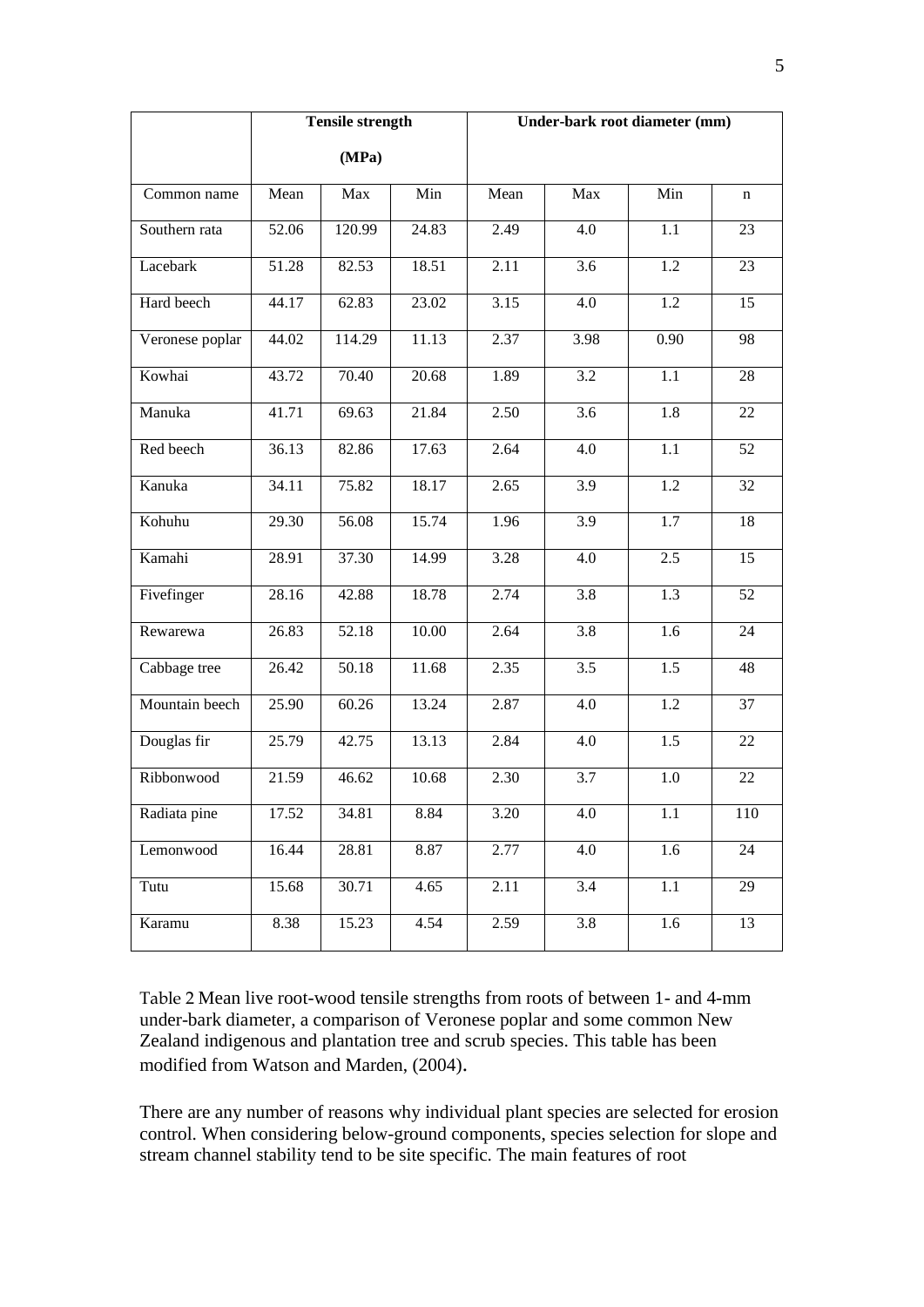| | Tensile strength (MPa) | | | Under-bark root diameter (mm) | | | |
|---|---|---|---|---|---|---|---|
| Common name | Mean | Max | Min | Mean | Max | Min | n |
| Southern rata | 52.06 | 120.99 | 24.83 | 2.49 | 4.0 | 1.1 | 23 |
| Lacebark | 51.28 | 82.53 | 18.51 | 2.11 | 3.6 | 1.2 | 23 |
| Hard beech | 44.17 | 62.83 | 23.02 | 3.15 | 4.0 | 1.2 | 15 |
| Veronese poplar | 44.02 | 114.29 | 11.13 | 2.37 | 3.98 | 0.90 | 98 |
| Kowhai | 43.72 | 70.40 | 20.68 | 1.89 | 3.2 | 1.1 | 28 |
| Manuka | 41.71 | 69.63 | 21.84 | 2.50 | 3.6 | 1.8 | 22 |
| Red beech | 36.13 | 82.86 | 17.63 | 2.64 | 4.0 | 1.1 | 52 |
| Kanuka | 34.11 | 75.82 | 18.17 | 2.65 | 3.9 | 1.2 | 32 |
| Kohuhu | 29.30 | 56.08 | 15.74 | 1.96 | 3.9 | 1.7 | 18 |
| Kamahi | 28.91 | 37.30 | 14.99 | 3.28 | 4.0 | 2.5 | 15 |
| Fivefinger | 28.16 | 42.88 | 18.78 | 2.74 | 3.8 | 1.3 | 52 |
| Rewarewa | 26.83 | 52.18 | 10.00 | 2.64 | 3.8 | 1.6 | 24 |
| Cabbage tree | 26.42 | 50.18 | 11.68 | 2.35 | 3.5 | 1.5 | 48 |
| Mountain beech | 25.90 | 60.26 | 13.24 | 2.87 | 4.0 | 1.2 | 37 |
| Douglas fir | 25.79 | 42.75 | 13.13 | 2.84 | 4.0 | 1.5 | 22 |
| Ribbonwood | 21.59 | 46.62 | 10.68 | 2.30 | 3.7 | 1.0 | 22 |
| Radiata pine | 17.52 | 34.81 | 8.84 | 3.20 | 4.0 | 1.1 | 110 |
| Lemonwood | 16.44 | 28.81 | 8.87 | 2.77 | 4.0 | 1.6 | 24 |
| Tutu | 15.68 | 30.71 | 4.65 | 2.11 | 3.4 | 1.1 | 29 |
| Karamu | 8.38 | 15.23 | 4.54 | 2.59 | 3.8 | 1.6 | 13 |

Table 2 Mean live root-wood tensile strengths from roots of between 1- and 4-mm under-bark diameter, a comparison of Veronese poplar and some common New Zealand indigenous and plantation tree and scrub species. This table has been modified from Watson and Marden, (2004).

There are any number of reasons why individual plant species are selected for erosion control. When considering below-ground components, species selection for slope and stream channel stability tend to be site specific. The main features of root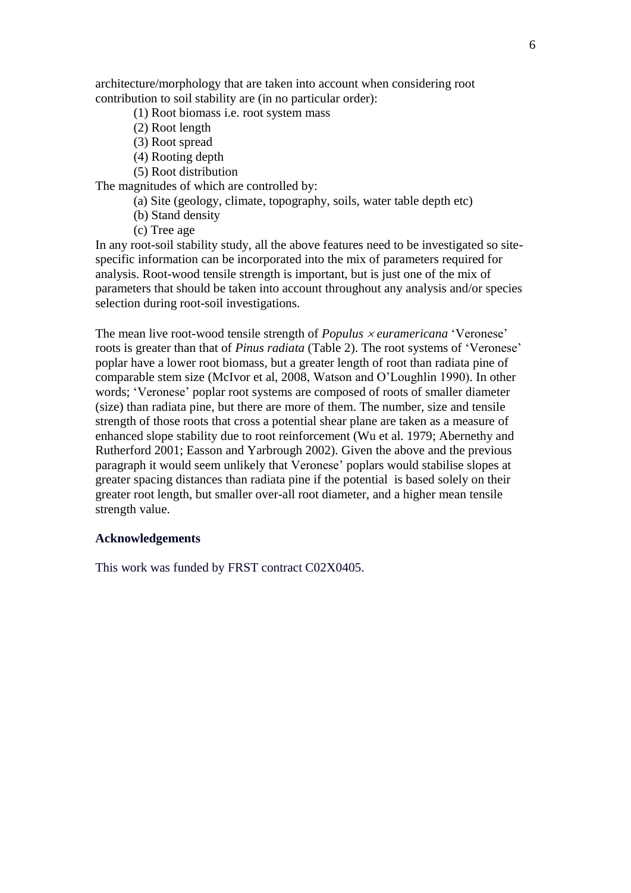architecture/morphology that are taken into account when considering root contribution to soil stability are (in no particular order):

(1) Root biomass i.e. root system mass
(2) Root length
(3) Root spread
(4) Rooting depth
(5) Root distribution

The magnitudes of which are controlled by:

(a) Site (geology, climate, topography, soils, water table depth etc)
(b) Stand density
(c) Tree age

In any root-soil stability study, all the above features need to be investigated so site-specific information can be incorporated into the mix of parameters required for analysis. Root-wood tensile strength is important, but is just one of the mix of parameters that should be taken into account throughout any analysis and/or species selection during root-soil investigations.

The mean live root-wood tensile strength of *Populus × euramericana* 'Veronese' roots is greater than that of *Pinus radiata* (Table 2). The root systems of 'Veronese' poplar have a lower root biomass, but a greater length of root than radiata pine of comparable stem size (McIvor et al, 2008, Watson and O'Loughlin 1990). In other words; 'Veronese' poplar root systems are composed of roots of smaller diameter (size) than radiata pine, but there are more of them. The number, size and tensile strength of those roots that cross a potential shear plane are taken as a measure of enhanced slope stability due to root reinforcement (Wu et al. 1979; Abernethy and Rutherford 2001; Easson and Yarbrough 2002). Given the above and the previous paragraph it would seem unlikely that Veronese' poplars would stabilise slopes at greater spacing distances than radiata pine if the potential is based solely on their greater root length, but smaller over-all root diameter, and a higher mean tensile strength value.

**Acknowledgements**

This work was funded by FRST contract C02X0405.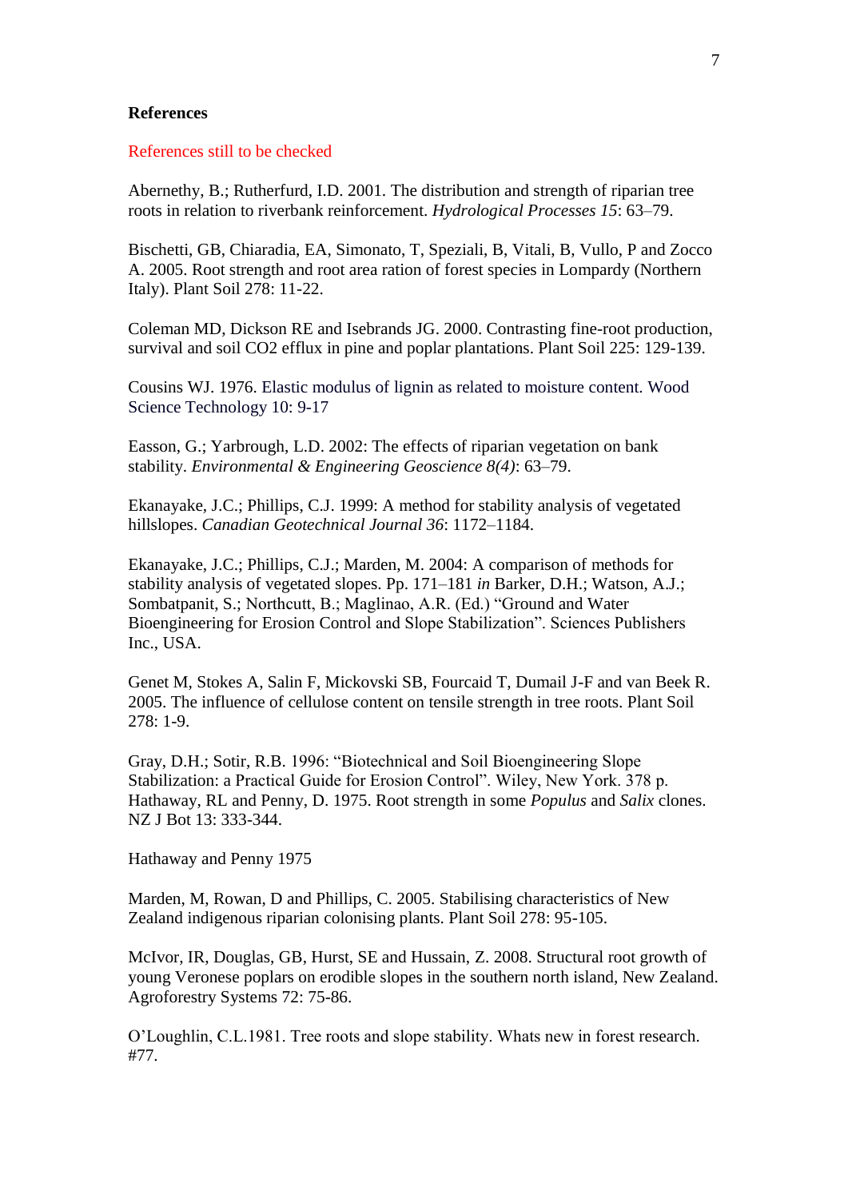**References**

References still to be checked

Abernethy, B.; Rutherfurd, I.D. 2001. The distribution and strength of riparian tree roots in relation to riverbank reinforcement. *Hydrological Processes 15*: 63–79.

Bischetti, GB, Chiaradia, EA, Simonato, T, Speziali, B, Vitali, B, Vullo, P and Zocco A. 2005. Root strength and root area ration of forest species in Lompardy (Northern Italy). Plant Soil 278: 11-22.

Coleman MD, Dickson RE and Isebrands JG. 2000. Contrasting fine-root production, survival and soil CO2 efflux in pine and poplar plantations. Plant Soil 225: 129-139.

Cousins WJ. 1976. Elastic modulus of lignin as related to moisture content. Wood Science Technology 10: 9-17

Easson, G.; Yarbrough, L.D. 2002: The effects of riparian vegetation on bank stability. *Environmental & Engineering Geoscience 8(4)*: 63–79.

Ekanayake, J.C.; Phillips, C.J. 1999: A method for stability analysis of vegetated hillslopes. *Canadian Geotechnical Journal 36*: 1172–1184.

Ekanayake, J.C.; Phillips, C.J.; Marden, M. 2004: A comparison of methods for stability analysis of vegetated slopes. Pp. 171–181 *in* Barker, D.H.; Watson, A.J.; Sombatpanit, S.; Northcutt, B.; Maglinao, A.R. (Ed.) "Ground and Water Bioengineering for Erosion Control and Slope Stabilization". Sciences Publishers Inc., USA.

Genet M, Stokes A, Salin F, Mickovski SB, Fourcaid T, Dumail J-F and van Beek R. 2005. The influence of cellulose content on tensile strength in tree roots. Plant Soil 278: 1-9.

Gray, D.H.; Sotir, R.B. 1996: "Biotechnical and Soil Bioengineering Slope Stabilization: a Practical Guide for Erosion Control". Wiley, New York. 378 p.
Hathaway, RL and Penny, D. 1975. Root strength in some *Populus* and *Salix* clones. NZ J Bot 13: 333-344.

Hathaway and Penny 1975

Marden, M, Rowan, D and Phillips, C. 2005. Stabilising characteristics of New Zealand indigenous riparian colonising plants. Plant Soil 278: 95-105.

McIvor, IR, Douglas, GB, Hurst, SE and Hussain, Z. 2008. Structural root growth of young Veronese poplars on erodible slopes in the southern north island, New Zealand. Agroforestry Systems 72: 75-86.

O'Loughlin, C.L.1981. Tree roots and slope stability. Whats new in forest research. #77.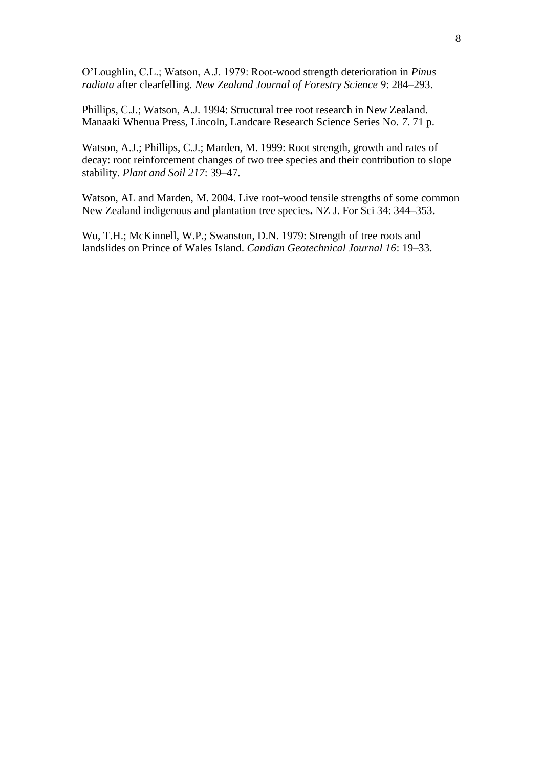O'Loughlin, C.L.; Watson, A.J. 1979: Root-wood strength deterioration in *Pinus radiata* after clearfelling. *New Zealand Journal of Forestry Science 9*: 284–293.

Phillips, C.J.; Watson, A.J. 1994: Structural tree root research in New Zealand. Manaaki Whenua Press, Lincoln, Landcare Research Science Series No. *7*. 71 p.

Watson, A.J.; Phillips, C.J.; Marden, M. 1999: Root strength, growth and rates of decay: root reinforcement changes of two tree species and their contribution to slope stability. *Plant and Soil 217*: 39–47.

Watson, AL and Marden, M. 2004. Live root-wood tensile strengths of some common New Zealand indigenous and plantation tree species**.** NZ J. For Sci 34: 344–353.

Wu, T.H.; McKinnell, W.P.; Swanston, D.N. 1979: Strength of tree roots and landslides on Prince of Wales Island. *Candian Geotechnical Journal 16*: 19–33.